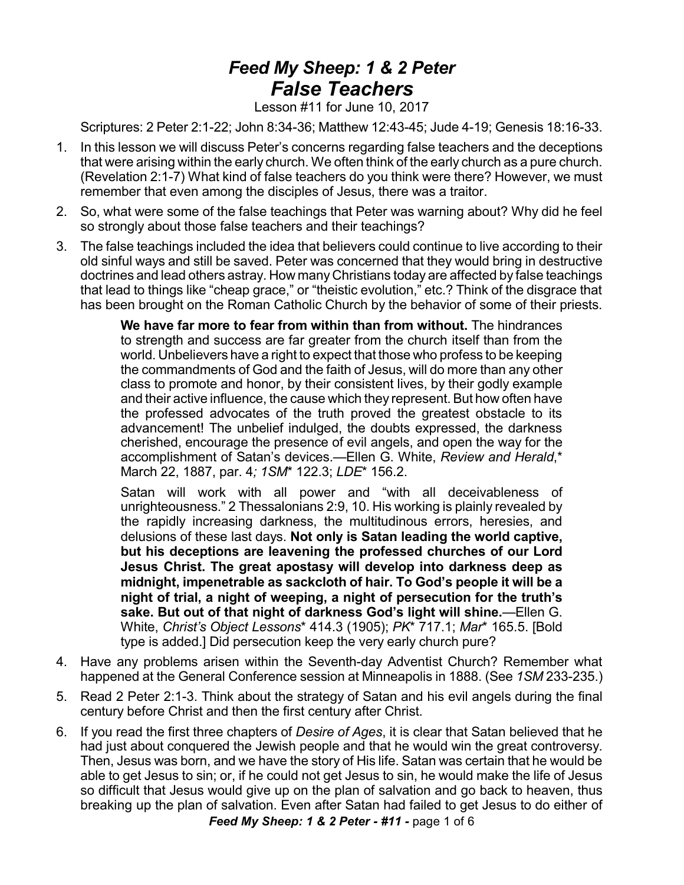# *Feed My Sheep: 1 & 2 Peter*
# *False Teachers*

Lesson #11 for June 10, 2017

Scriptures: 2 Peter 2:1-22; John 8:34-36; Matthew 12:43-45; Jude 4-19; Genesis 18:16-33.

1. In this lesson we will discuss Peter's concerns regarding false teachers and the deceptions that were arising within the early church. We often think of the early church as a pure church. (Revelation 2:1-7) What kind of false teachers do you think were there? However, we must remember that even among the disciples of Jesus, there was a traitor.
2. So, what were some of the false teachings that Peter was warning about? Why did he feel so strongly about those false teachers and their teachings?
3. The false teachings included the idea that believers could continue to live according to their old sinful ways and still be saved. Peter was concerned that they would bring in destructive doctrines and lead others astray. How many Christians today are affected by false teachings that lead to things like "cheap grace," or "theistic evolution," etc.? Think of the disgrace that has been brought on the Roman Catholic Church by the behavior of some of their priests.

   > **We have far more to fear from within than from without.** The hindrances to strength and success are far greater from the church itself than from the world. Unbelievers have a right to expect that those who profess to be keeping the commandments of God and the faith of Jesus, will do more than any other class to promote and honor, by their consistent lives, by their godly example and their active influence, the cause which they represent. But how often have the professed advocates of the truth proved the greatest obstacle to its advancement! The unbelief indulged, the doubts expressed, the darkness cherished, encourage the presence of evil angels, and open the way for the accomplishment of Satan's devices.—Ellen G. White, *Review and Herald*,* March 22, 1887, par. 4*; 1SM** 122.3; *LDE** 156.2.

   > Satan will work with all power and "with all deceivableness of unrighteousness." 2 Thessalonians 2:9, 10. His working is plainly revealed by the rapidly increasing darkness, the multitudinous errors, heresies, and delusions of these last days. **Not only is Satan leading the world captive, but his deceptions are leavening the professed churches of our Lord Jesus Christ. The great apostasy will develop into darkness deep as midnight, impenetrable as sackcloth of hair. To God's people it will be a night of trial, a night of weeping, a night of persecution for the truth's sake. But out of that night of darkness God's light will shine.**—Ellen G. White, *Christ's Object Lessons** 414.3 (1905); *PK** 717.1; *Mar** 165.5. [Bold type is added.] Did persecution keep the very early church pure?

4. Have any problems arisen within the Seventh-day Adventist Church? Remember what happened at the General Conference session at Minneapolis in 1888. (See *1SM* 233-235.)
5. Read 2 Peter 2:1-3. Think about the strategy of Satan and his evil angels during the final century before Christ and then the first century after Christ.
6. If you read the first three chapters of *Desire of Ages*, it is clear that Satan believed that he had just about conquered the Jewish people and that he would win the great controversy. Then, Jesus was born, and we have the story of His life. Satan was certain that he would be able to get Jesus to sin; or, if he could not get Jesus to sin, he would make the life of Jesus so difficult that Jesus would give up on the plan of salvation and go back to heaven, thus breaking up the plan of salvation. Even after Satan had failed to get Jesus to do either of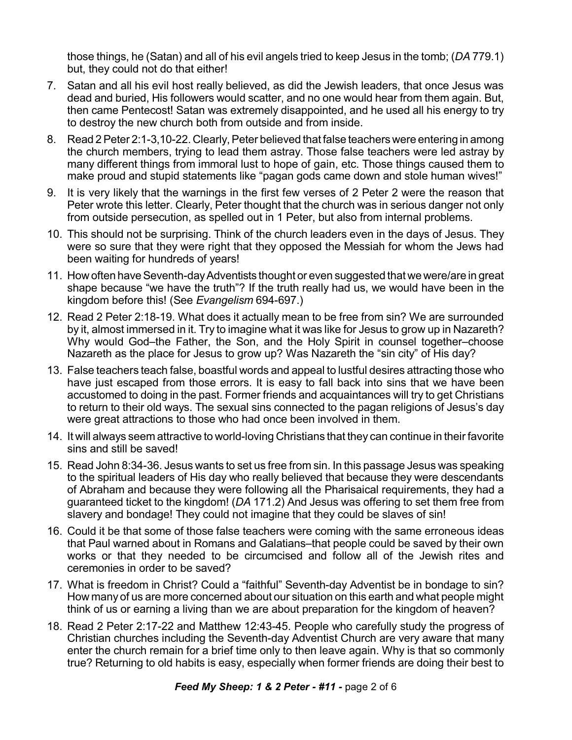those things, he (Satan) and all of his evil angels tried to keep Jesus in the tomb; (*DA* 779.1) but, they could not do that either!

7. Satan and all his evil host really believed, as did the Jewish leaders, that once Jesus was dead and buried, His followers would scatter, and no one would hear from them again. But, then came Pentecost! Satan was extremely disappointed, and he used all his energy to try to destroy the new church both from outside and from inside.

8. Read 2 Peter 2:1-3,10-22. Clearly, Peter believed that false teachers were entering in among the church members, trying to lead them astray. Those false teachers were led astray by many different things from immoral lust to hope of gain, etc. Those things caused them to make proud and stupid statements like "pagan gods came down and stole human wives!"

9. It is very likely that the warnings in the first few verses of 2 Peter 2 were the reason that Peter wrote this letter. Clearly, Peter thought that the church was in serious danger not only from outside persecution, as spelled out in 1 Peter, but also from internal problems.

10. This should not be surprising. Think of the church leaders even in the days of Jesus. They were so sure that they were right that they opposed the Messiah for whom the Jews had been waiting for hundreds of years!

11. How often have Seventh-day Adventists thought or even suggested that we were/are in great shape because "we have the truth"? If the truth really had us, we would have been in the kingdom before this! (See *Evangelism* 694-697.)

12. Read 2 Peter 2:18-19. What does it actually mean to be free from sin? We are surrounded by it, almost immersed in it. Try to imagine what it was like for Jesus to grow up in Nazareth? Why would God–the Father, the Son, and the Holy Spirit in counsel together–choose Nazareth as the place for Jesus to grow up? Was Nazareth the "sin city" of His day?

13. False teachers teach false, boastful words and appeal to lustful desires attracting those who have just escaped from those errors. It is easy to fall back into sins that we have been accustomed to doing in the past. Former friends and acquaintances will try to get Christians to return to their old ways. The sexual sins connected to the pagan religions of Jesus's day were great attractions to those who had once been involved in them.

14. It will always seem attractive to world-loving Christians that they can continue in their favorite sins and still be saved!

15. Read John 8:34-36. Jesus wants to set us free from sin. In this passage Jesus was speaking to the spiritual leaders of His day who really believed that because they were descendants of Abraham and because they were following all the Pharisaical requirements, they had a guaranteed ticket to the kingdom! (*DA* 171.2) And Jesus was offering to set them free from slavery and bondage! They could not imagine that they could be slaves of sin!

16. Could it be that some of those false teachers were coming with the same erroneous ideas that Paul warned about in Romans and Galatians–that people could be saved by their own works or that they needed to be circumcised and follow all of the Jewish rites and ceremonies in order to be saved?

17. What is freedom in Christ? Could a "faithful" Seventh-day Adventist be in bondage to sin? How many of us are more concerned about our situation on this earth and what people might think of us or earning a living than we are about preparation for the kingdom of heaven?

18. Read 2 Peter 2:17-22 and Matthew 12:43-45. People who carefully study the progress of Christian churches including the Seventh-day Adventist Church are very aware that many enter the church remain for a brief time only to then leave again. Why is that so commonly true? Returning to old habits is easy, especially when former friends are doing their best to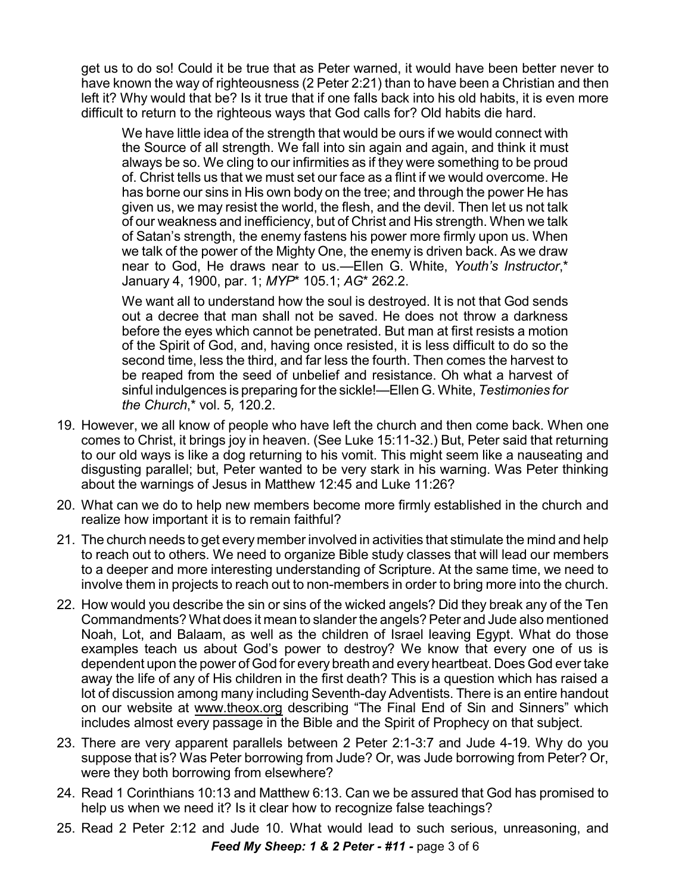get us to do so! Could it be true that as Peter warned, it would have been better never to have known the way of righteousness (2 Peter 2:21) than to have been a Christian and then left it? Why would that be? Is it true that if one falls back into his old habits, it is even more difficult to return to the righteous ways that God calls for? Old habits die hard.

> We have little idea of the strength that would be ours if we would connect with the Source of all strength. We fall into sin again and again, and think it must always be so. We cling to our infirmities as if they were something to be proud of. Christ tells us that we must set our face as a flint if we would overcome. He has borne our sins in His own body on the tree; and through the power He has given us, we may resist the world, the flesh, and the devil. Then let us not talk of our weakness and inefficiency, but of Christ and His strength. When we talk of Satan's strength, the enemy fastens his power more firmly upon us. When we talk of the power of the Mighty One, the enemy is driven back. As we draw near to God, He draws near to us.—Ellen G. White, *Youth's Instructor*,* January 4, 1900, par. 1; *MYP** 105.1; *AG** 262.2.

> We want all to understand how the soul is destroyed. It is not that God sends out a decree that man shall not be saved. He does not throw a darkness before the eyes which cannot be penetrated. But man at first resists a motion of the Spirit of God, and, having once resisted, it is less difficult to do so the second time, less the third, and far less the fourth. Then comes the harvest to be reaped from the seed of unbelief and resistance. Oh what a harvest of sinful indulgences is preparing for the sickle!—Ellen G. White, *Testimonies for the Church*,* vol. 5, 120.2.

19. However, we all know of people who have left the church and then come back. When one comes to Christ, it brings joy in heaven. (See Luke 15:11-32.) But, Peter said that returning to our old ways is like a dog returning to his vomit. This might seem like a nauseating and disgusting parallel; but, Peter wanted to be very stark in his warning. Was Peter thinking about the warnings of Jesus in Matthew 12:45 and Luke 11:26?
20. What can we do to help new members become more firmly established in the church and realize how important it is to remain faithful?
21. The church needs to get every member involved in activities that stimulate the mind and help to reach out to others. We need to organize Bible study classes that will lead our members to a deeper and more interesting understanding of Scripture. At the same time, we need to involve them in projects to reach out to non-members in order to bring more into the church.
22. How would you describe the sin or sins of the wicked angels? Did they break any of the Ten Commandments? What does it mean to slander the angels? Peter and Jude also mentioned Noah, Lot, and Balaam, as well as the children of Israel leaving Egypt. What do those examples teach us about God's power to destroy? We know that every one of us is dependent upon the power of God for every breath and every heartbeat. Does God ever take away the life of any of His children in the first death? This is a question which has raised a lot of discussion among many including Seventh-day Adventists. There is an entire handout on our website at www.theox.org describing "The Final End of Sin and Sinners" which includes almost every passage in the Bible and the Spirit of Prophecy on that subject.
23. There are very apparent parallels between 2 Peter 2:1-3:7 and Jude 4-19. Why do you suppose that is? Was Peter borrowing from Jude? Or, was Jude borrowing from Peter? Or, were they both borrowing from elsewhere?
24. Read 1 Corinthians 10:13 and Matthew 6:13. Can we be assured that God has promised to help us when we need it? Is it clear how to recognize false teachings?
25. Read 2 Peter 2:12 and Jude 10. What would lead to such serious, unreasoning, and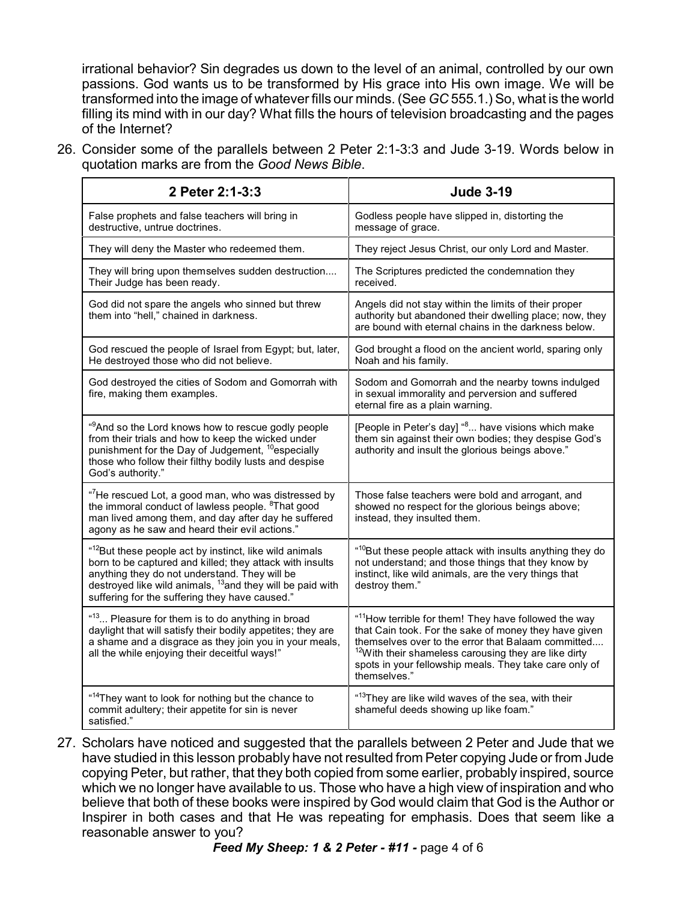irrational behavior? Sin degrades us down to the level of an animal, controlled by our own passions. God wants us to be transformed by His grace into His own image. We will be transformed into the image of whatever fills our minds. (See *GC* 555.1.) So, what is the world filling its mind with in our day? What fills the hours of television broadcasting and the pages of the Internet?

26. Consider some of the parallels between 2 Peter 2:1-3:3 and Jude 3-19. Words below in quotation marks are from the *Good News Bible*.

| 2 Peter 2:1-3:3 | Jude 3-19 |
|---|---|
| False prophets and false teachers will bring in destructive, untrue doctrines. | Godless people have slipped in, distorting the message of grace. |
| They will deny the Master who redeemed them. | They reject Jesus Christ, our only Lord and Master. |
| They will bring upon themselves sudden destruction.... Their Judge has been ready. | The Scriptures predicted the condemnation they received. |
| God did not spare the angels who sinned but threw them into "hell," chained in darkness. | Angels did not stay within the limits of their proper authority but abandoned their dwelling place; now, they are bound with eternal chains in the darkness below. |
| God rescued the people of Israel from Egypt; but, later, He destroyed those who did not believe. | God brought a flood on the ancient world, sparing only Noah and his family. |
| God destroyed the cities of Sodom and Gomorrah with fire, making them examples. | Sodom and Gomorrah and the nearby towns indulged in sexual immorality and perversion and suffered eternal fire as a plain warning. |
| "[9]And so the Lord knows how to rescue godly people from their trials and how to keep the wicked under punishment for the Day of Judgement, [10]especially those who follow their filthy bodily lusts and despise God's authority." | [People in Peter's day] "[8]... have visions which make them sin against their own bodies; they despise God's authority and insult the glorious beings above." |
| "[7]He rescued Lot, a good man, who was distressed by the immoral conduct of lawless people. [8]That good man lived among them, and day after day he suffered agony as he saw and heard their evil actions." | Those false teachers were bold and arrogant, and showed no respect for the glorious beings above; instead, they insulted them. |
| "[12]But these people act by instinct, like wild animals born to be captured and killed; they attack with insults anything they do not understand. They will be destroyed like wild animals, [13]and they will be paid with suffering for the suffering they have caused." | "[10]But these people attack with insults anything they do not understand; and those things that they know by instinct, like wild animals, are the very things that destroy them." |
| "[13]... Pleasure for them is to do anything in broad daylight that will satisfy their bodily appetites; they are a shame and a disgrace as they join you in your meals, all the while enjoying their deceitful ways!" | "[11]How terrible for them! They have followed the way that Cain took. For the sake of money they have given themselves over to the error that Balaam committed.... [12]With their shameless carousing they are like dirty spots in your fellowship meals. They take care only of themselves." |
| "[14]They want to look for nothing but the chance to commit adultery; their appetite for sin is never satisfied." | "[13]They are like wild waves of the sea, with their shameful deeds showing up like foam." |

27. Scholars have noticed and suggested that the parallels between 2 Peter and Jude that we have studied in this lesson probably have not resulted from Peter copying Jude or from Jude copying Peter, but rather, that they both copied from some earlier, probably inspired, source which we no longer have available to us. Those who have a high view of inspiration and who believe that both of these books were inspired by God would claim that God is the Author or Inspirer in both cases and that He was repeating for emphasis. Does that seem like a reasonable answer to you?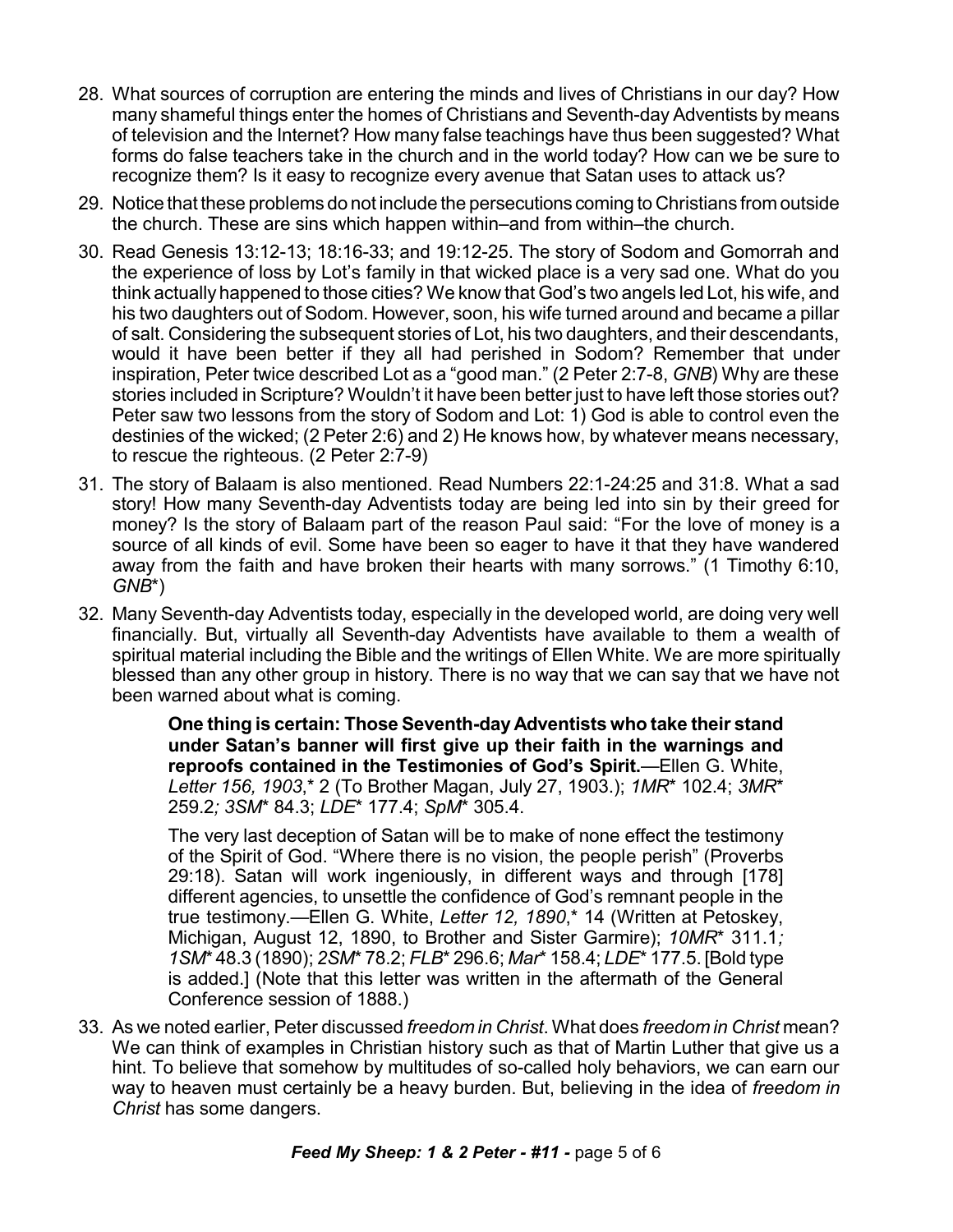28. What sources of corruption are entering the minds and lives of Christians in our day? How many shameful things enter the homes of Christians and Seventh-day Adventists by means of television and the Internet? How many false teachings have thus been suggested? What forms do false teachers take in the church and in the world today? How can we be sure to recognize them? Is it easy to recognize every avenue that Satan uses to attack us?

29. Notice that these problems do not include the persecutions coming to Christians from outside the church. These are sins which happen within–and from within–the church.

30. Read Genesis 13:12-13; 18:16-33; and 19:12-25. The story of Sodom and Gomorrah and the experience of loss by Lot's family in that wicked place is a very sad one. What do you think actually happened to those cities? We know that God's two angels led Lot, his wife, and his two daughters out of Sodom. However, soon, his wife turned around and became a pillar of salt. Considering the subsequent stories of Lot, his two daughters, and their descendants, would it have been better if they all had perished in Sodom? Remember that under inspiration, Peter twice described Lot as a "good man." (2 Peter 2:7-8, *GNB*) Why are these stories included in Scripture? Wouldn't it have been better just to have left those stories out? Peter saw two lessons from the story of Sodom and Lot: 1) God is able to control even the destinies of the wicked; (2 Peter 2:6) and 2) He knows how, by whatever means necessary, to rescue the righteous. (2 Peter 2:7-9)

31. The story of Balaam is also mentioned. Read Numbers 22:1-24:25 and 31:8. What a sad story! How many Seventh-day Adventists today are being led into sin by their greed for money? Is the story of Balaam part of the reason Paul said: "For the love of money is a source of all kinds of evil. Some have been so eager to have it that they have wandered away from the faith and have broken their hearts with many sorrows." (1 Timothy 6:10, *GNB*\*)

32. Many Seventh-day Adventists today, especially in the developed world, are doing very well financially. But, virtually all Seventh-day Adventists have available to them a wealth of spiritual material including the Bible and the writings of Ellen White. We are more spiritually blessed than any other group in history. There is no way that we can say that we have not been warned about what is coming.

    > **One thing is certain: Those Seventh-day Adventists who take their stand under Satan's banner will first give up their faith in the warnings and reproofs contained in the Testimonies of God's Spirit.**—Ellen G. White, *Letter 156, 1903*,\* 2 (To Brother Magan, July 27, 1903.); *1MR*\* 102.4; *3MR*\* 259.2; *3SM*\* 84.3; *LDE*\* 177.4; *SpM*\* 305.4.
    >
    > The very last deception of Satan will be to make of none effect the testimony of the Spirit of God. "Where there is no vision, the people perish" (Proverbs 29:18). Satan will work ingeniously, in different ways and through [178] different agencies, to unsettle the confidence of God's remnant people in the true testimony.—Ellen G. White, *Letter 12, 1890*,\* 14 (Written at Petoskey, Michigan, August 12, 1890, to Brother and Sister Garmire); *10MR*\* 311.1; *1SM*\* 48.3 (1890); *2SM*\* 78.2; *FLB*\* 296.6; *Mar*\* 158.4; *LDE*\* 177.5. [Bold type is added.] (Note that this letter was written in the aftermath of the General Conference session of 1888.)

33. As we noted earlier, Peter discussed *freedom in Christ*. What does *freedom in Christ* mean? We can think of examples in Christian history such as that of Martin Luther that give us a hint. To believe that somehow by multitudes of so-called holy behaviors, we can earn our way to heaven must certainly be a heavy burden. But, believing in the idea of *freedom in Christ* has some dangers.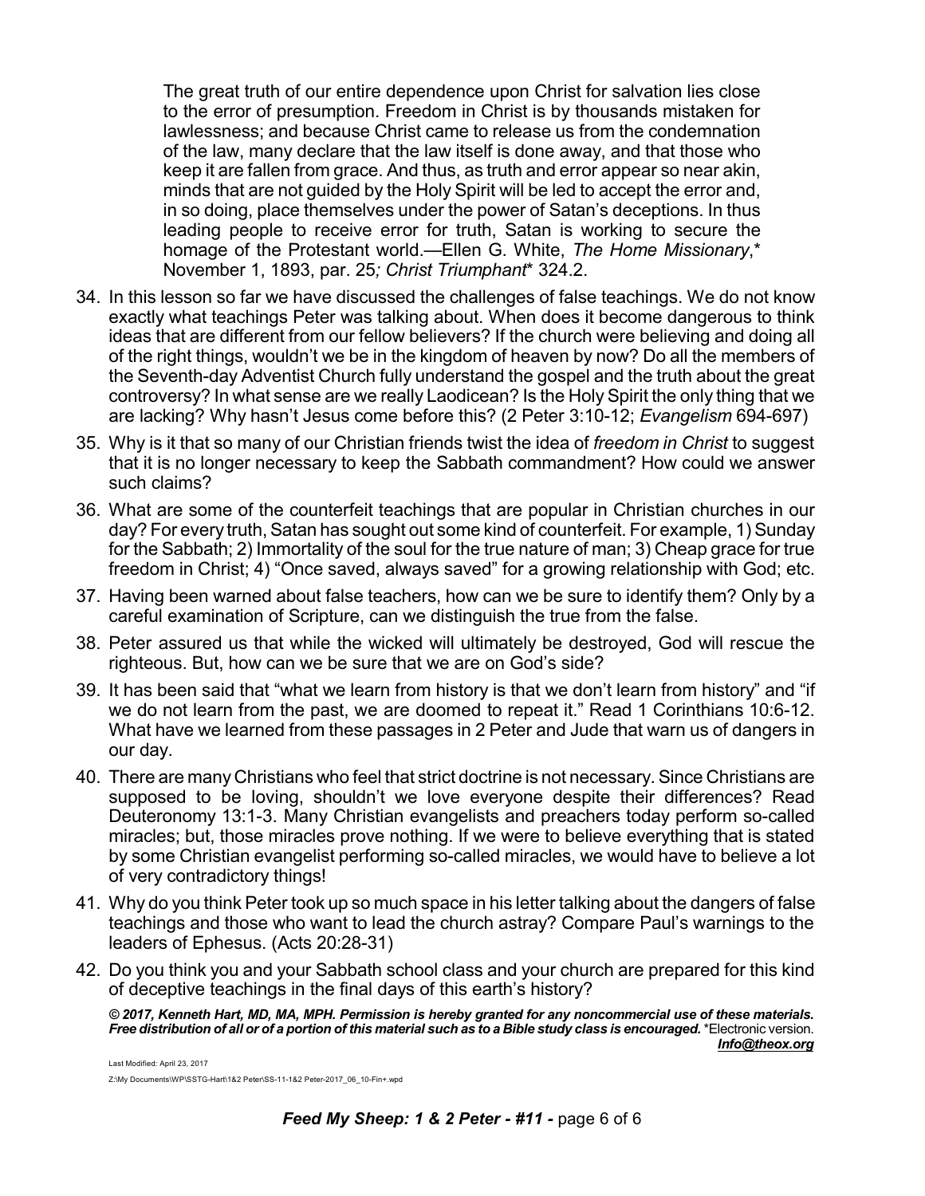The great truth of our entire dependence upon Christ for salvation lies close to the error of presumption. Freedom in Christ is by thousands mistaken for lawlessness; and because Christ came to release us from the condemnation of the law, many declare that the law itself is done away, and that those who keep it are fallen from grace. And thus, as truth and error appear so near akin, minds that are not guided by the Holy Spirit will be led to accept the error and, in so doing, place themselves under the power of Satan's deceptions. In thus leading people to receive error for truth, Satan is working to secure the homage of the Protestant world.—Ellen G. White, *The Home Missionary*,* November 1, 1893, par. 25*; Christ Triumphant** 324.2.

34. In this lesson so far we have discussed the challenges of false teachings. We do not know exactly what teachings Peter was talking about. When does it become dangerous to think ideas that are different from our fellow believers? If the church were believing and doing all of the right things, wouldn't we be in the kingdom of heaven by now? Do all the members of the Seventh-day Adventist Church fully understand the gospel and the truth about the great controversy? In what sense are we really Laodicean? Is the Holy Spirit the only thing that we are lacking? Why hasn't Jesus come before this? (2 Peter 3:10-12; *Evangelism* 694-697)
35. Why is it that so many of our Christian friends twist the idea of *freedom in Christ* to suggest that it is no longer necessary to keep the Sabbath commandment? How could we answer such claims?
36. What are some of the counterfeit teachings that are popular in Christian churches in our day? For every truth, Satan has sought out some kind of counterfeit. For example, 1) Sunday for the Sabbath; 2) Immortality of the soul for the true nature of man; 3) Cheap grace for true freedom in Christ; 4) "Once saved, always saved" for a growing relationship with God; etc.
37. Having been warned about false teachers, how can we be sure to identify them? Only by a careful examination of Scripture, can we distinguish the true from the false.
38. Peter assured us that while the wicked will ultimately be destroyed, God will rescue the righteous. But, how can we be sure that we are on God's side?
39. It has been said that "what we learn from history is that we don't learn from history" and "if we do not learn from the past, we are doomed to repeat it." Read 1 Corinthians 10:6-12. What have we learned from these passages in 2 Peter and Jude that warn us of dangers in our day.
40. There are many Christians who feel that strict doctrine is not necessary. Since Christians are supposed to be loving, shouldn't we love everyone despite their differences? Read Deuteronomy 13:1-3. Many Christian evangelists and preachers today perform so-called miracles; but, those miracles prove nothing. If we were to believe everything that is stated by some Christian evangelist performing so-called miracles, we would have to believe a lot of very contradictory things!
41. Why do you think Peter took up so much space in his letter talking about the dangers of false teachings and those who want to lead the church astray? Compare Paul's warnings to the leaders of Ephesus. (Acts 20:28-31)
42. Do you think you and your Sabbath school class and your church are prepared for this kind of deceptive teachings in the final days of this earth's history?

***© 2017, Kenneth Hart, MD, MA, MPH. Permission is hereby granted for any noncommercial use of these materials. Free distribution of all or of a portion of this material such as to a Bible study class is encouraged.*** *Electronic version. ***Info@theox.org***

Last Modified: April 23, 2017

Z:\My Documents\WP\SSTG-Hart\1&2 Peter\SS-11-1&2 Peter-2017_06_10-Fin+.wpd